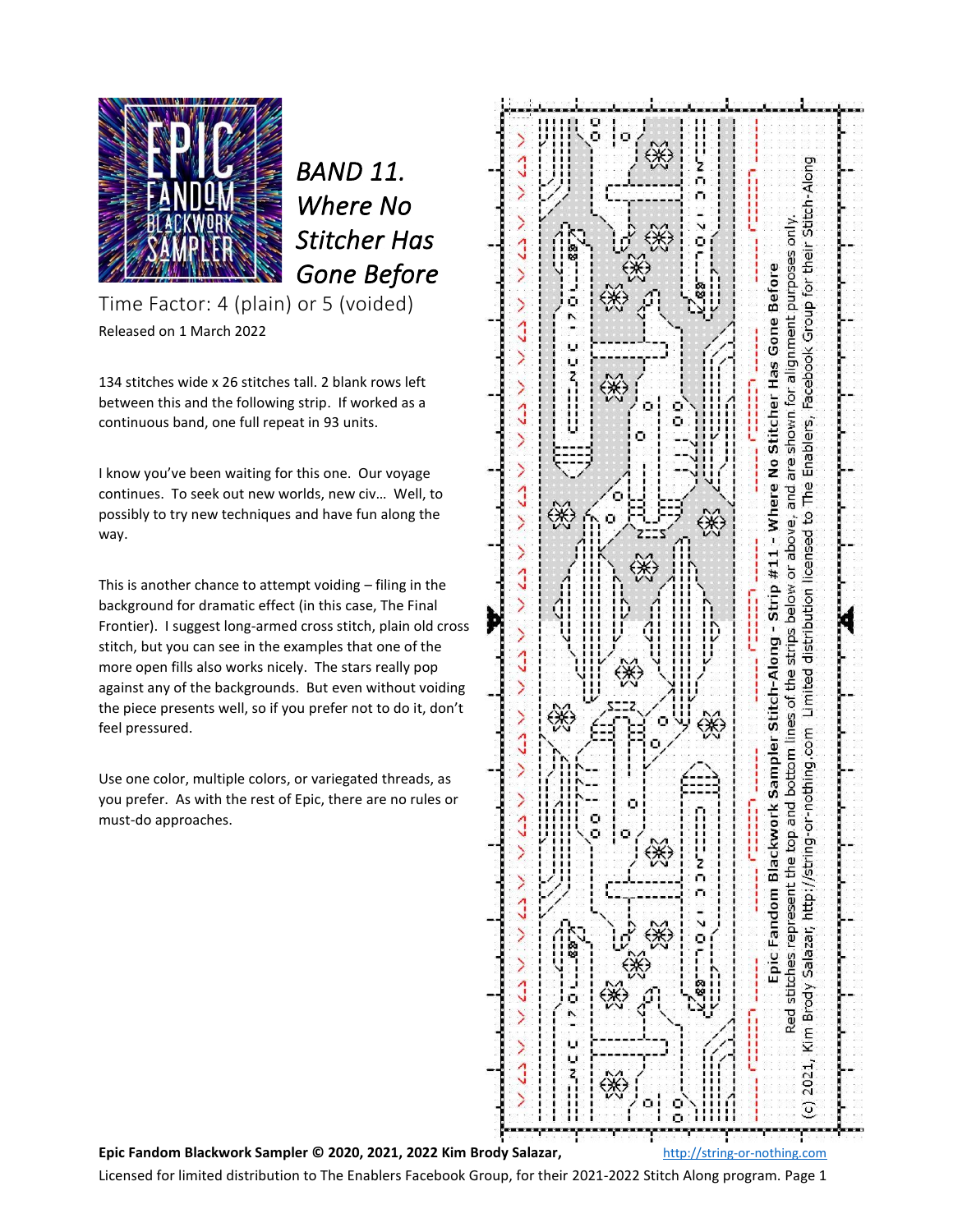# BAND 11. *Where No Stitcher Has Gone Before*

Time Factor: 4 (plain) or 5 (voided)

Released on 1 March 2022

134 stitches wide x 26 stitches tall. 2 blank rows left between this and the following strip. If worked as a continuous band, one full repeat in 93 units.

I know you've been waiting for this one. Our voyage continues. To seek out new worlds, new civ… Well, to possibly to try new techniques and have fun along the way.

This is another chance to attempt voiding – filing in the background for dramatic effect (in this case, The Final Frontier). I suggest long-armed cross stitch, plain old cross stitch, but you can see in the examples that one of the more open fills also works nicely. The stars really pop against any of the backgrounds. But even without voiding the piece presents well, so if you prefer not to do it, don't feel pressured.

Use one color, multiple colors, or variegated threads, as you prefer. As with the rest of Epic, there are no rules or must-do approaches.

Epic Fandom Blackwork Sampler Stitch-Along - Strip #11 - Where No Stitcher Has Gone Before

Red stitches represent the top and bottom lines of the strips below or above, and are shown for alignment purposes only.

(c) 2021, Kim Brody Salazar, http://string-or-nothing.com Limited distribution licensed to The Enablers, Facebook Group for their Stitch-Along

**Epic Fandom Blackwork Sampler © 2020, 2021, 2022 Kim Brody Salazar,** http://string-or-nothing.com

Licensed for limited distribution to The Enablers Facebook Group, for their 2021-2022 Stitch Along program.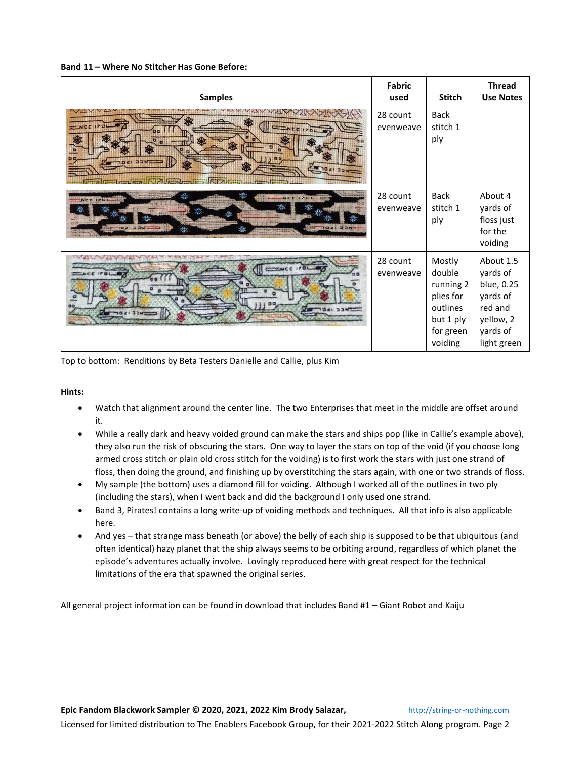**Band 11 – Where No Stitcher Has Gone Before:**

| Samples | Fabric used | Stitch | Thread Use Notes |
|---|---|---|---|
| | 28 count evenweave | Back stitch 1 ply | |
| | 28 count evenweave | Back stitch 1 ply | About 4 yards of floss just for the voiding |
| | 28 count evenweave | Mostly double running 2 plies for outlines but 1 ply for green voiding | About 1.5 yards of blue, 0.25 yards of red and yellow, 2 yards of light green |

Top to bottom: Renditions by Beta Testers Danielle and Callie, plus Kim

**Hints:**

- Watch that alignment around the center line. The two Enterprises that meet in the middle are offset around it.
- While a really dark and heavy voided ground can make the stars and ships pop (like in Callie's example above), they also run the risk of obscuring the stars. One way to layer the stars on top of the void (if you choose long armed cross stitch or plain old cross stitch for the voiding) is to first work the stars with just one strand of floss, then doing the ground, and finishing up by overstitching the stars again, with one or two strands of floss.
- My sample (the bottom) uses a diamond fill for voiding. Although I worked all of the outlines in two ply (including the stars), when I went back and did the background I only used one strand.
- Band 3, Pirates! contains a long write-up of voiding methods and techniques. All that info is also applicable here.
- And yes – that strange mass beneath (or above) the belly of each ship is supposed to be that ubiquitous (and often identical) hazy planet that the ship always seems to be orbiting around, regardless of which planet the episode's adventures actually involve. Lovingly reproduced here with great respect for the technical limitations of the era that spawned the original series.

All general project information can be found in download that includes Band #1 – Giant Robot and Kaiju